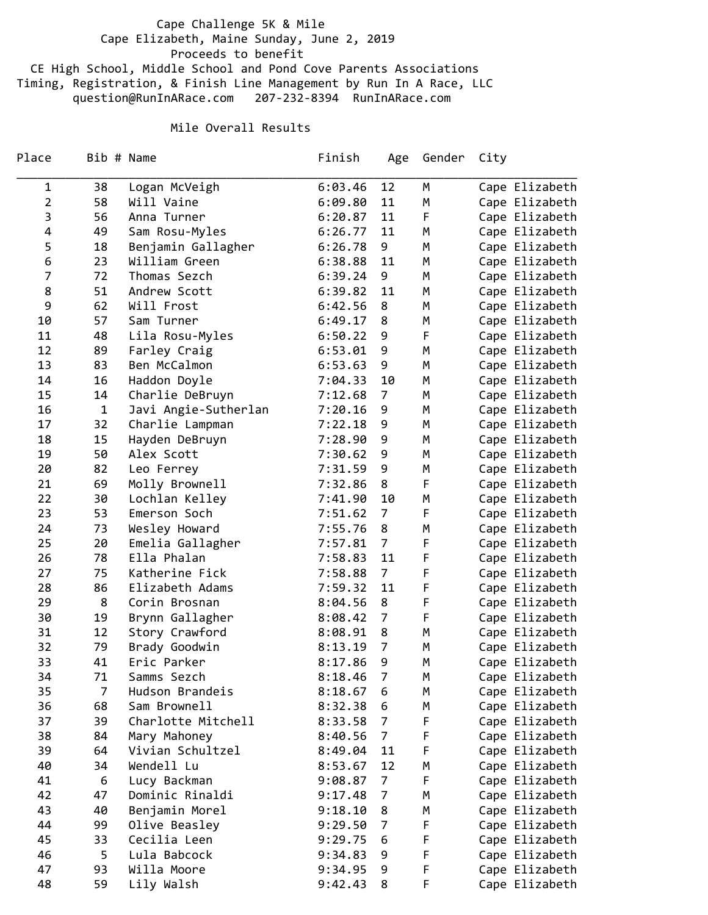# Cape Challenge 5K & Mile

Cape Elizabeth, Maine Sunday, June 2, 2019

Proceeds to benefit

CE High School, Middle School and Pond Cove Parents Associations

Timing, Registration, & Finish Line Management by Run In A Race, LLC

question@RunInARace.com 207-232-8394 RunInARace.com

## Mile Overall Results

| Place | Bib # | Name | Finish | Age | Gender | City |
|---|---|---|---|---|---|---|
| 1 | 38 | Logan McVeigh | 6:03.46 | 12 | M | Cape Elizabeth |
| 2 | 58 | Will Vaine | 6:09.80 | 11 | M | Cape Elizabeth |
| 3 | 56 | Anna Turner | 6:20.87 | 11 | F | Cape Elizabeth |
| 4 | 49 | Sam Rosu-Myles | 6:26.77 | 11 | M | Cape Elizabeth |
| 5 | 18 | Benjamin Gallagher | 6:26.78 | 9 | M | Cape Elizabeth |
| 6 | 23 | William Green | 6:38.88 | 11 | M | Cape Elizabeth |
| 7 | 72 | Thomas Sezch | 6:39.24 | 9 | M | Cape Elizabeth |
| 8 | 51 | Andrew Scott | 6:39.82 | 11 | M | Cape Elizabeth |
| 9 | 62 | Will Frost | 6:42.56 | 8 | M | Cape Elizabeth |
| 10 | 57 | Sam Turner | 6:49.17 | 8 | M | Cape Elizabeth |
| 11 | 48 | Lila Rosu-Myles | 6:50.22 | 9 | F | Cape Elizabeth |
| 12 | 89 | Farley Craig | 6:53.01 | 9 | M | Cape Elizabeth |
| 13 | 83 | Ben McCalmon | 6:53.63 | 9 | M | Cape Elizabeth |
| 14 | 16 | Haddon Doyle | 7:04.33 | 10 | M | Cape Elizabeth |
| 15 | 14 | Charlie DeBruyn | 7:12.68 | 7 | M | Cape Elizabeth |
| 16 | 1 | Javi Angie-Sutherlan | 7:20.16 | 9 | M | Cape Elizabeth |
| 17 | 32 | Charlie Lampman | 7:22.18 | 9 | M | Cape Elizabeth |
| 18 | 15 | Hayden DeBruyn | 7:28.90 | 9 | M | Cape Elizabeth |
| 19 | 50 | Alex Scott | 7:30.62 | 9 | M | Cape Elizabeth |
| 20 | 82 | Leo Ferrey | 7:31.59 | 9 | M | Cape Elizabeth |
| 21 | 69 | Molly Brownell | 7:32.86 | 8 | F | Cape Elizabeth |
| 22 | 30 | Lochlan Kelley | 7:41.90 | 10 | M | Cape Elizabeth |
| 23 | 53 | Emerson Soch | 7:51.62 | 7 | F | Cape Elizabeth |
| 24 | 73 | Wesley Howard | 7:55.76 | 8 | M | Cape Elizabeth |
| 25 | 20 | Emelia Gallagher | 7:57.81 | 7 | F | Cape Elizabeth |
| 26 | 78 | Ella Phalan | 7:58.83 | 11 | F | Cape Elizabeth |
| 27 | 75 | Katherine Fick | 7:58.88 | 7 | F | Cape Elizabeth |
| 28 | 86 | Elizabeth Adams | 7:59.32 | 11 | F | Cape Elizabeth |
| 29 | 8 | Corin Brosnan | 8:04.56 | 8 | F | Cape Elizabeth |
| 30 | 19 | Brynn Gallagher | 8:08.42 | 7 | F | Cape Elizabeth |
| 31 | 12 | Story Crawford | 8:08.91 | 8 | M | Cape Elizabeth |
| 32 | 79 | Brady Goodwin | 8:13.19 | 7 | M | Cape Elizabeth |
| 33 | 41 | Eric Parker | 8:17.86 | 9 | M | Cape Elizabeth |
| 34 | 71 | Samms Sezch | 8:18.46 | 7 | M | Cape Elizabeth |
| 35 | 7 | Hudson Brandeis | 8:18.67 | 6 | M | Cape Elizabeth |
| 36 | 68 | Sam Brownell | 8:32.38 | 6 | M | Cape Elizabeth |
| 37 | 39 | Charlotte Mitchell | 8:33.58 | 7 | F | Cape Elizabeth |
| 38 | 84 | Mary Mahoney | 8:40.56 | 7 | F | Cape Elizabeth |
| 39 | 64 | Vivian Schultzel | 8:49.04 | 11 | F | Cape Elizabeth |
| 40 | 34 | Wendell Lu | 8:53.67 | 12 | M | Cape Elizabeth |
| 41 | 6 | Lucy Backman | 9:08.87 | 7 | F | Cape Elizabeth |
| 42 | 47 | Dominic Rinaldi | 9:17.48 | 7 | M | Cape Elizabeth |
| 43 | 40 | Benjamin Morel | 9:18.10 | 8 | M | Cape Elizabeth |
| 44 | 99 | Olive Beasley | 9:29.50 | 7 | F | Cape Elizabeth |
| 45 | 33 | Cecilia Leen | 9:29.75 | 6 | F | Cape Elizabeth |
| 46 | 5 | Lula Babcock | 9:34.83 | 9 | F | Cape Elizabeth |
| 47 | 93 | Willa Moore | 9:34.95 | 9 | F | Cape Elizabeth |
| 48 | 59 | Lily Walsh | 9:42.43 | 8 | F | Cape Elizabeth |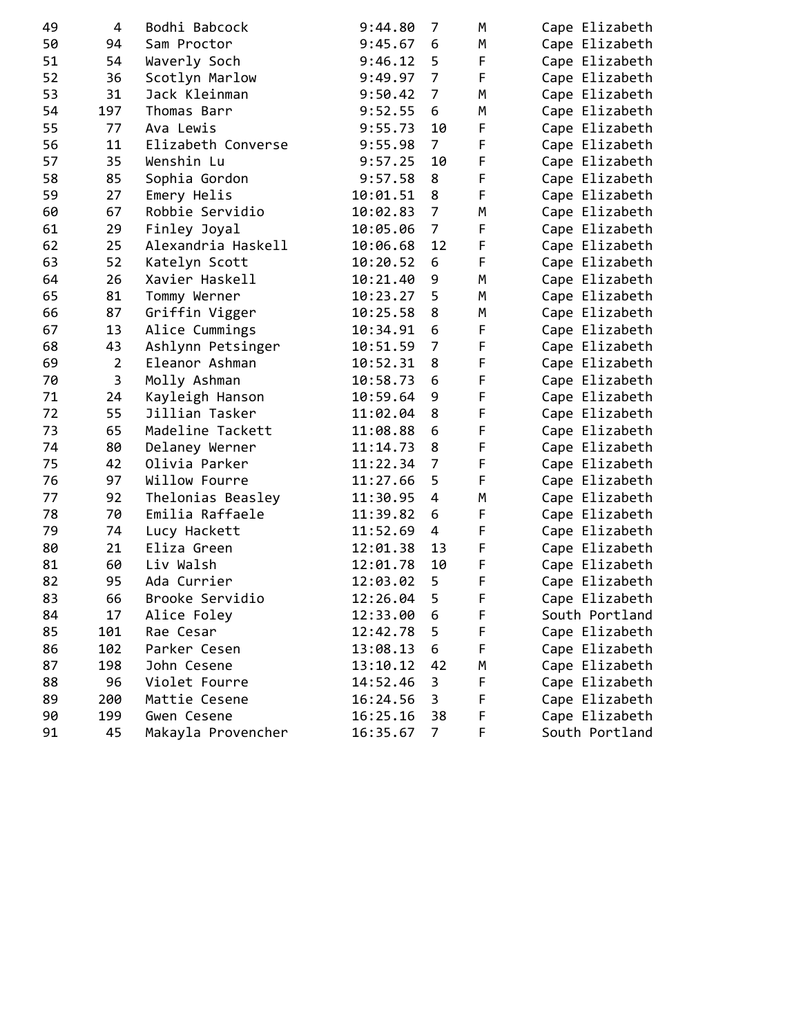| | | | | | | |
|---|---|---|---|---|---|---|
| 49 | 4 | Bodhi Babcock | 9:44.80 | 7 | M | Cape Elizabeth |
| 50 | 94 | Sam Proctor | 9:45.67 | 6 | M | Cape Elizabeth |
| 51 | 54 | Waverly Soch | 9:46.12 | 5 | F | Cape Elizabeth |
| 52 | 36 | Scotlyn Marlow | 9:49.97 | 7 | F | Cape Elizabeth |
| 53 | 31 | Jack Kleinman | 9:50.42 | 7 | M | Cape Elizabeth |
| 54 | 197 | Thomas Barr | 9:52.55 | 6 | M | Cape Elizabeth |
| 55 | 77 | Ava Lewis | 9:55.73 | 10 | F | Cape Elizabeth |
| 56 | 11 | Elizabeth Converse | 9:55.98 | 7 | F | Cape Elizabeth |
| 57 | 35 | Wenshin Lu | 9:57.25 | 10 | F | Cape Elizabeth |
| 58 | 85 | Sophia Gordon | 9:57.58 | 8 | F | Cape Elizabeth |
| 59 | 27 | Emery Helis | 10:01.51 | 8 | F | Cape Elizabeth |
| 60 | 67 | Robbie Servidio | 10:02.83 | 7 | M | Cape Elizabeth |
| 61 | 29 | Finley Joyal | 10:05.06 | 7 | F | Cape Elizabeth |
| 62 | 25 | Alexandria Haskell | 10:06.68 | 12 | F | Cape Elizabeth |
| 63 | 52 | Katelyn Scott | 10:20.52 | 6 | F | Cape Elizabeth |
| 64 | 26 | Xavier Haskell | 10:21.40 | 9 | M | Cape Elizabeth |
| 65 | 81 | Tommy Werner | 10:23.27 | 5 | M | Cape Elizabeth |
| 66 | 87 | Griffin Vigger | 10:25.58 | 8 | M | Cape Elizabeth |
| 67 | 13 | Alice Cummings | 10:34.91 | 6 | F | Cape Elizabeth |
| 68 | 43 | Ashlynn Petsinger | 10:51.59 | 7 | F | Cape Elizabeth |
| 69 | 2 | Eleanor Ashman | 10:52.31 | 8 | F | Cape Elizabeth |
| 70 | 3 | Molly Ashman | 10:58.73 | 6 | F | Cape Elizabeth |
| 71 | 24 | Kayleigh Hanson | 10:59.64 | 9 | F | Cape Elizabeth |
| 72 | 55 | Jillian Tasker | 11:02.04 | 8 | F | Cape Elizabeth |
| 73 | 65 | Madeline Tackett | 11:08.88 | 6 | F | Cape Elizabeth |
| 74 | 80 | Delaney Werner | 11:14.73 | 8 | F | Cape Elizabeth |
| 75 | 42 | Olivia Parker | 11:22.34 | 7 | F | Cape Elizabeth |
| 76 | 97 | Willow Fourre | 11:27.66 | 5 | F | Cape Elizabeth |
| 77 | 92 | Thelonias Beasley | 11:30.95 | 4 | M | Cape Elizabeth |
| 78 | 70 | Emilia Raffaele | 11:39.82 | 6 | F | Cape Elizabeth |
| 79 | 74 | Lucy Hackett | 11:52.69 | 4 | F | Cape Elizabeth |
| 80 | 21 | Eliza Green | 12:01.38 | 13 | F | Cape Elizabeth |
| 81 | 60 | Liv Walsh | 12:01.78 | 10 | F | Cape Elizabeth |
| 82 | 95 | Ada Currier | 12:03.02 | 5 | F | Cape Elizabeth |
| 83 | 66 | Brooke Servidio | 12:26.04 | 5 | F | Cape Elizabeth |
| 84 | 17 | Alice Foley | 12:33.00 | 6 | F | South Portland |
| 85 | 101 | Rae Cesar | 12:42.78 | 5 | F | Cape Elizabeth |
| 86 | 102 | Parker Cesen | 13:08.13 | 6 | F | Cape Elizabeth |
| 87 | 198 | John Cesene | 13:10.12 | 42 | M | Cape Elizabeth |
| 88 | 96 | Violet Fourre | 14:52.46 | 3 | F | Cape Elizabeth |
| 89 | 200 | Mattie Cesene | 16:24.56 | 3 | F | Cape Elizabeth |
| 90 | 199 | Gwen Cesene | 16:25.16 | 38 | F | Cape Elizabeth |
| 91 | 45 | Makayla Provencher | 16:35.67 | 7 | F | South Portland |